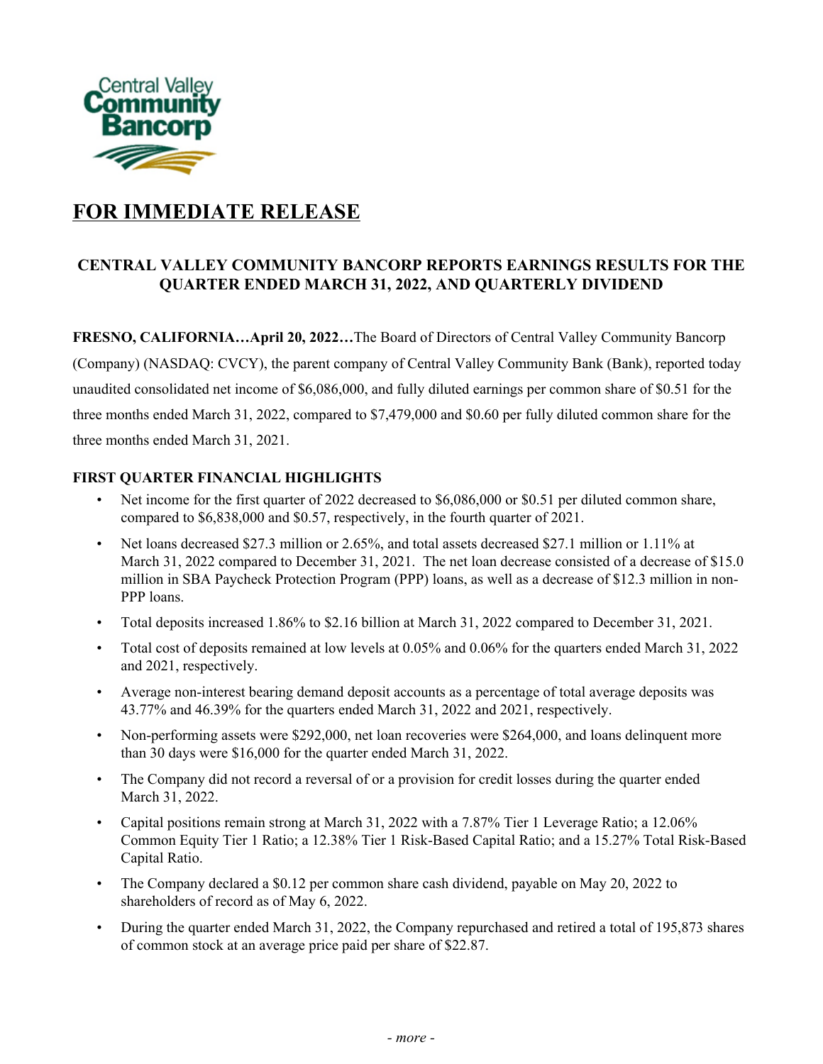Central Valley Community Bancorp

# FOR IMMEDIATE RELEASE

## CENTRAL VALLEY COMMUNITY BANCORP REPORTS EARNINGS RESULTS FOR THE QUARTER ENDED MARCH 31, 2022, AND QUARTERLY DIVIDEND

**FRESNO, CALIFORNIA…April 20, 2022…**The Board of Directors of Central Valley Community Bancorp (Company) (NASDAQ: CVCY), the parent company of Central Valley Community Bank (Bank), reported today unaudited consolidated net income of $6,086,000, and fully diluted earnings per common share of $0.51 for the three months ended March 31, 2022, compared to $7,479,000 and $0.60 per fully diluted common share for the three months ended March 31, 2021.

### FIRST QUARTER FINANCIAL HIGHLIGHTS

- Net income for the first quarter of 2022 decreased to $6,086,000 or $0.51 per diluted common share, compared to $6,838,000 and $0.57, respectively, in the fourth quarter of 2021.
- Net loans decreased $27.3 million or 2.65%, and total assets decreased $27.1 million or 1.11% at March 31, 2022 compared to December 31, 2021. The net loan decrease consisted of a decrease of $15.0 million in SBA Paycheck Protection Program (PPP) loans, as well as a decrease of $12.3 million in non-PPP loans.
- Total deposits increased 1.86% to $2.16 billion at March 31, 2022 compared to December 31, 2021.
- Total cost of deposits remained at low levels at 0.05% and 0.06% for the quarters ended March 31, 2022 and 2021, respectively.
- Average non-interest bearing demand deposit accounts as a percentage of total average deposits was 43.77% and 46.39% for the quarters ended March 31, 2022 and 2021, respectively.
- Non-performing assets were $292,000, net loan recoveries were $264,000, and loans delinquent more than 30 days were $16,000 for the quarter ended March 31, 2022.
- The Company did not record a reversal of or a provision for credit losses during the quarter ended March 31, 2022.
- Capital positions remain strong at March 31, 2022 with a 7.87% Tier 1 Leverage Ratio; a 12.06% Common Equity Tier 1 Ratio; a 12.38% Tier 1 Risk-Based Capital Ratio; and a 15.27% Total Risk-Based Capital Ratio.
- The Company declared a $0.12 per common share cash dividend, payable on May 20, 2022 to shareholders of record as of May 6, 2022.
- During the quarter ended March 31, 2022, the Company repurchased and retired a total of 195,873 shares of common stock at an average price paid per share of $22.87.

*- more -*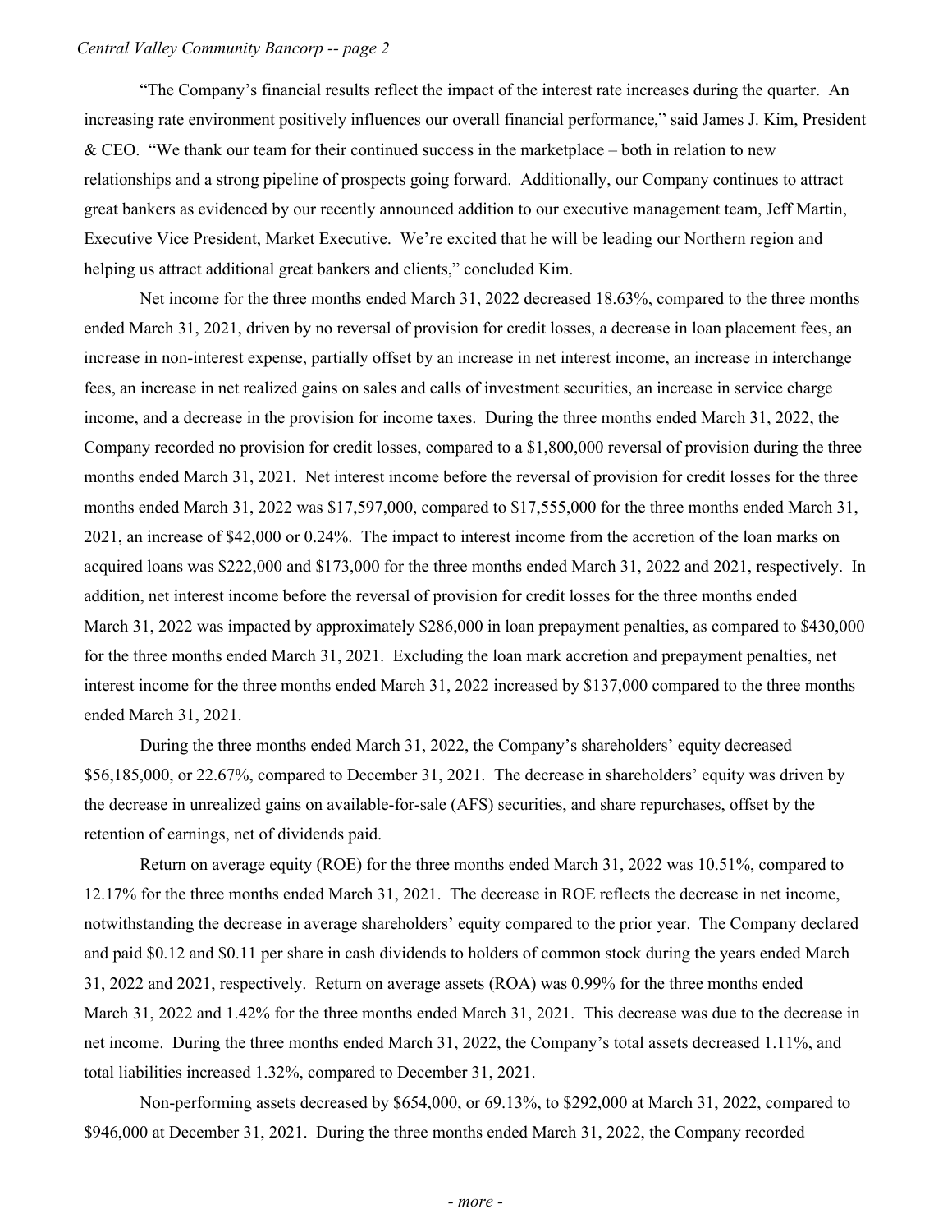"The Company's financial results reflect the impact of the interest rate increases during the quarter. An increasing rate environment positively influences our overall financial performance," said James J. Kim, President & CEO. "We thank our team for their continued success in the marketplace – both in relation to new relationships and a strong pipeline of prospects going forward. Additionally, our Company continues to attract great bankers as evidenced by our recently announced addition to our executive management team, Jeff Martin, Executive Vice President, Market Executive. We're excited that he will be leading our Northern region and helping us attract additional great bankers and clients," concluded Kim.

Net income for the three months ended March 31, 2022 decreased 18.63%, compared to the three months ended March 31, 2021, driven by no reversal of provision for credit losses, a decrease in loan placement fees, an increase in non-interest expense, partially offset by an increase in net interest income, an increase in interchange fees, an increase in net realized gains on sales and calls of investment securities, an increase in service charge income, and a decrease in the provision for income taxes. During the three months ended March 31, 2022, the Company recorded no provision for credit losses, compared to a $1,800,000 reversal of provision during the three months ended March 31, 2021. Net interest income before the reversal of provision for credit losses for the three months ended March 31, 2022 was $17,597,000, compared to $17,555,000 for the three months ended March 31, 2021, an increase of $42,000 or 0.24%. The impact to interest income from the accretion of the loan marks on acquired loans was $222,000 and $173,000 for the three months ended March 31, 2022 and 2021, respectively. In addition, net interest income before the reversal of provision for credit losses for the three months ended March 31, 2022 was impacted by approximately $286,000 in loan prepayment penalties, as compared to $430,000 for the three months ended March 31, 2021. Excluding the loan mark accretion and prepayment penalties, net interest income for the three months ended March 31, 2022 increased by $137,000 compared to the three months ended March 31, 2021.

During the three months ended March 31, 2022, the Company's shareholders' equity decreased $56,185,000, or 22.67%, compared to December 31, 2021. The decrease in shareholders' equity was driven by the decrease in unrealized gains on available-for-sale (AFS) securities, and share repurchases, offset by the retention of earnings, net of dividends paid.

Return on average equity (ROE) for the three months ended March 31, 2022 was 10.51%, compared to 12.17% for the three months ended March 31, 2021. The decrease in ROE reflects the decrease in net income, notwithstanding the decrease in average shareholders' equity compared to the prior year. The Company declared and paid $0.12 and $0.11 per share in cash dividends to holders of common stock during the years ended March 31, 2022 and 2021, respectively. Return on average assets (ROA) was 0.99% for the three months ended March 31, 2022 and 1.42% for the three months ended March 31, 2021. This decrease was due to the decrease in net income. During the three months ended March 31, 2022, the Company's total assets decreased 1.11%, and total liabilities increased 1.32%, compared to December 31, 2021.

Non-performing assets decreased by $654,000, or 69.13%, to $292,000 at March 31, 2022, compared to $946,000 at December 31, 2021. During the three months ended March 31, 2022, the Company recorded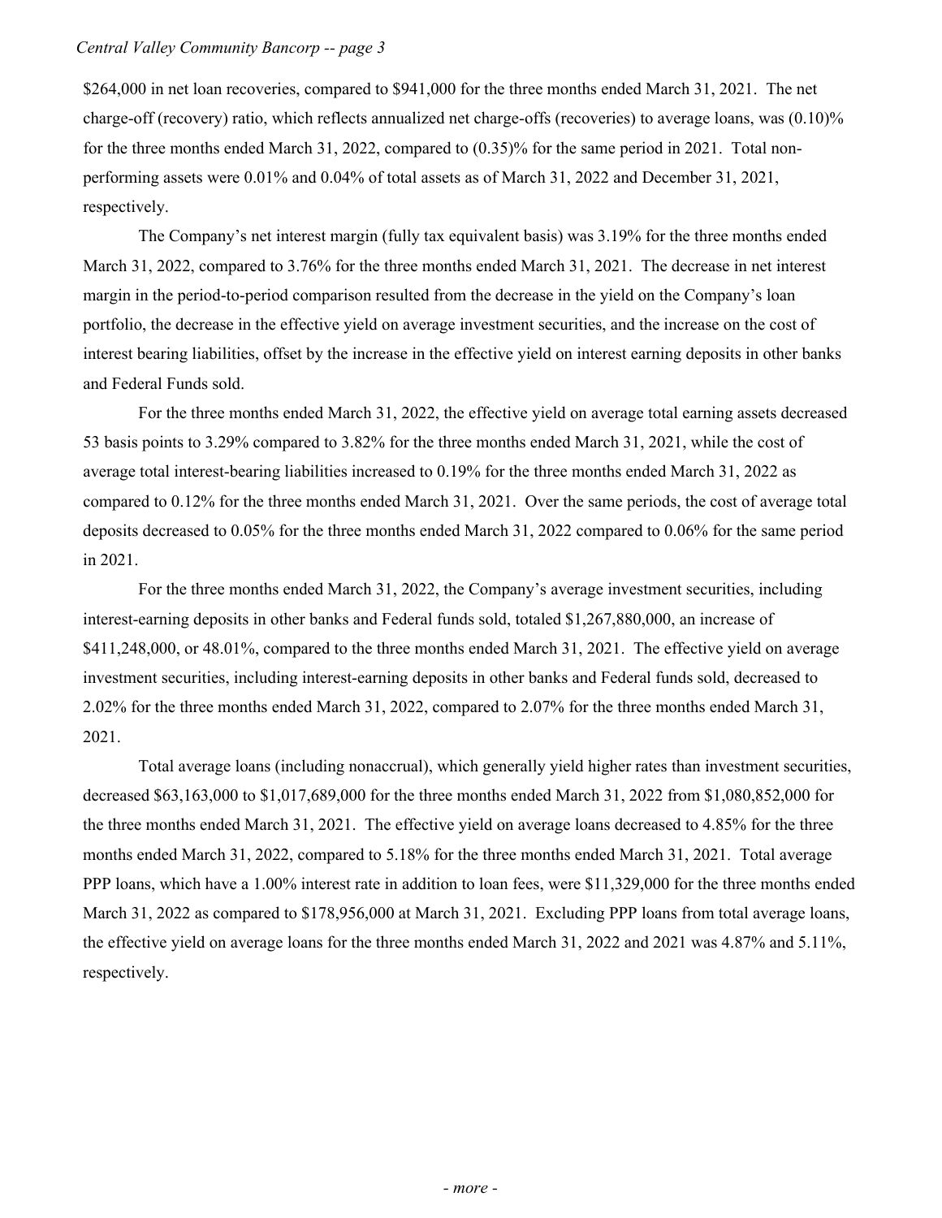$264,000 in net loan recoveries, compared to $941,000 for the three months ended March 31, 2021. The net charge-off (recovery) ratio, which reflects annualized net charge-offs (recoveries) to average loans, was (0.10)% for the three months ended March 31, 2022, compared to (0.35)% for the same period in 2021. Total non-performing assets were 0.01% and 0.04% of total assets as of March 31, 2022 and December 31, 2021, respectively.

The Company's net interest margin (fully tax equivalent basis) was 3.19% for the three months ended March 31, 2022, compared to 3.76% for the three months ended March 31, 2021. The decrease in net interest margin in the period-to-period comparison resulted from the decrease in the yield on the Company's loan portfolio, the decrease in the effective yield on average investment securities, and the increase on the cost of interest bearing liabilities, offset by the increase in the effective yield on interest earning deposits in other banks and Federal Funds sold.

For the three months ended March 31, 2022, the effective yield on average total earning assets decreased 53 basis points to 3.29% compared to 3.82% for the three months ended March 31, 2021, while the cost of average total interest-bearing liabilities increased to 0.19% for the three months ended March 31, 2022 as compared to 0.12% for the three months ended March 31, 2021. Over the same periods, the cost of average total deposits decreased to 0.05% for the three months ended March 31, 2022 compared to 0.06% for the same period in 2021.

For the three months ended March 31, 2022, the Company's average investment securities, including interest-earning deposits in other banks and Federal funds sold, totaled $1,267,880,000, an increase of $411,248,000, or 48.01%, compared to the three months ended March 31, 2021. The effective yield on average investment securities, including interest-earning deposits in other banks and Federal funds sold, decreased to 2.02% for the three months ended March 31, 2022, compared to 2.07% for the three months ended March 31, 2021.

Total average loans (including nonaccrual), which generally yield higher rates than investment securities, decreased $63,163,000 to $1,017,689,000 for the three months ended March 31, 2022 from $1,080,852,000 for the three months ended March 31, 2021. The effective yield on average loans decreased to 4.85% for the three months ended March 31, 2022, compared to 5.18% for the three months ended March 31, 2021. Total average PPP loans, which have a 1.00% interest rate in addition to loan fees, were $11,329,000 for the three months ended March 31, 2022 as compared to $178,956,000 at March 31, 2021. Excluding PPP loans from total average loans, the effective yield on average loans for the three months ended March 31, 2022 and 2021 was 4.87% and 5.11%, respectively.

*- more -*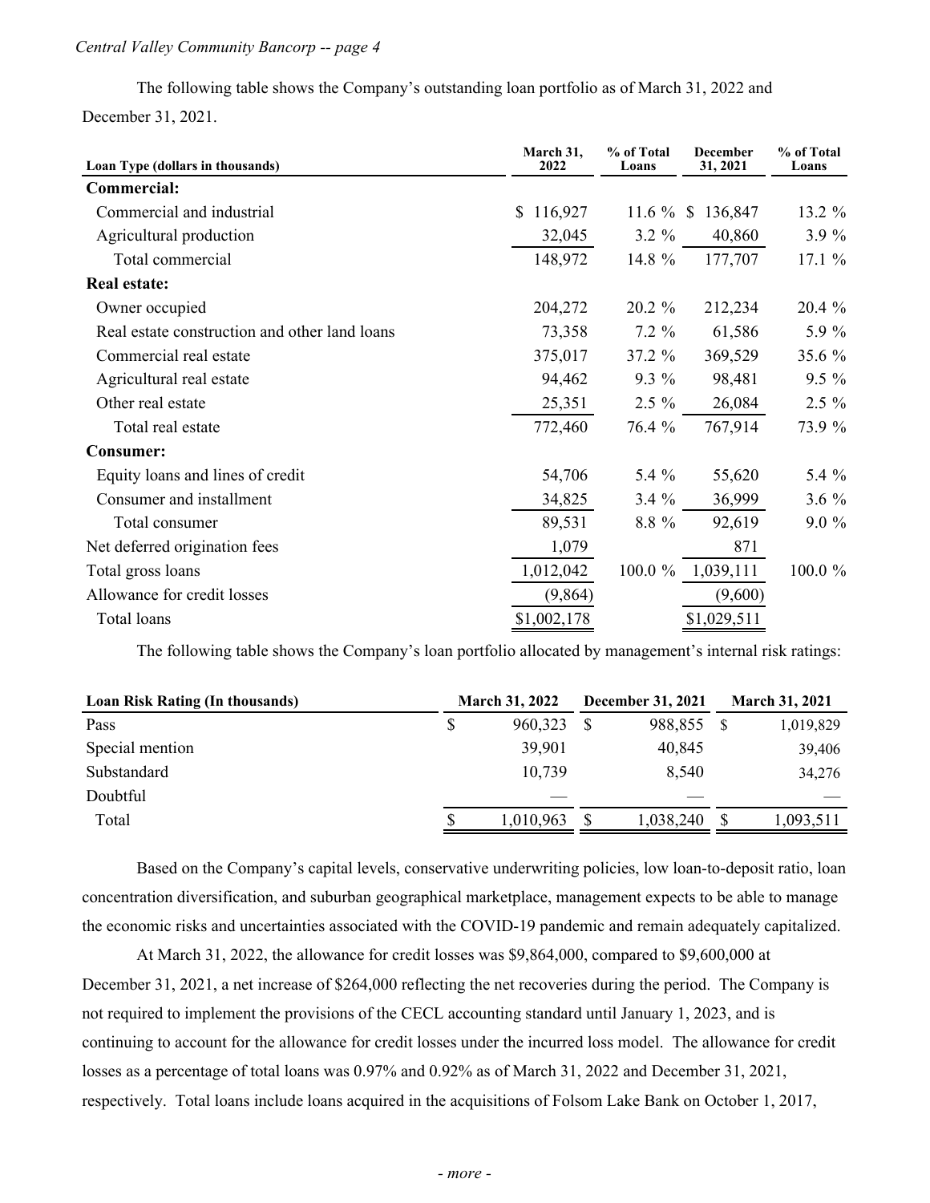The following table shows the Company's outstanding loan portfolio as of March 31, 2022 and December 31, 2021.

| Loan Type (dollars in thousands) | March 31, 2022 | % of Total Loans | December 31, 2021 | % of Total Loans |
|---|---|---|---|---|
| **Commercial:** | | | | |
| Commercial and industrial | $ 116,927 | 11.6 % | $ 136,847 | 13.2 % |
| Agricultural production | 32,045 | 3.2 % | 40,860 | 3.9 % |
| Total commercial | 148,972 | 14.8 % | 177,707 | 17.1 % |
| **Real estate:** | | | | |
| Owner occupied | 204,272 | 20.2 % | 212,234 | 20.4 % |
| Real estate construction and other land loans | 73,358 | 7.2 % | 61,586 | 5.9 % |
| Commercial real estate | 375,017 | 37.2 % | 369,529 | 35.6 % |
| Agricultural real estate | 94,462 | 9.3 % | 98,481 | 9.5 % |
| Other real estate | 25,351 | 2.5 % | 26,084 | 2.5 % |
| Total real estate | 772,460 | 76.4 % | 767,914 | 73.9 % |
| **Consumer:** | | | | |
| Equity loans and lines of credit | 54,706 | 5.4 % | 55,620 | 5.4 % |
| Consumer and installment | 34,825 | 3.4 % | 36,999 | 3.6 % |
| Total consumer | 89,531 | 8.8 % | 92,619 | 9.0 % |
| Net deferred origination fees | 1,079 | | 871 | |
| Total gross loans | 1,012,042 | 100.0 % | 1,039,111 | 100.0 % |
| Allowance for credit losses | (9,864) | | (9,600) | |
| Total loans | $1,002,178 | | $1,029,511 | |

The following table shows the Company's loan portfolio allocated by management's internal risk ratings:

| Loan Risk Rating (In thousands) | March 31, 2022 | December 31, 2021 | March 31, 2021 |
|---|---|---|---|
| Pass | $ 960,323 | $ 988,855 | $ 1,019,829 |
| Special mention | 39,901 | 40,845 | 39,406 |
| Substandard | 10,739 | 8,540 | 34,276 |
| Doubtful | — | — | — |
| Total | $ 1,010,963 | $ 1,038,240 | $ 1,093,511 |

Based on the Company's capital levels, conservative underwriting policies, low loan-to-deposit ratio, loan concentration diversification, and suburban geographical marketplace, management expects to be able to manage the economic risks and uncertainties associated with the COVID-19 pandemic and remain adequately capitalized.

At March 31, 2022, the allowance for credit losses was $9,864,000, compared to $9,600,000 at December 31, 2021, a net increase of $264,000 reflecting the net recoveries during the period. The Company is not required to implement the provisions of the CECL accounting standard until January 1, 2023, and is continuing to account for the allowance for credit losses under the incurred loss model. The allowance for credit losses as a percentage of total loans was 0.97% and 0.92% as of March 31, 2022 and December 31, 2021, respectively. Total loans include loans acquired in the acquisitions of Folsom Lake Bank on October 1, 2017,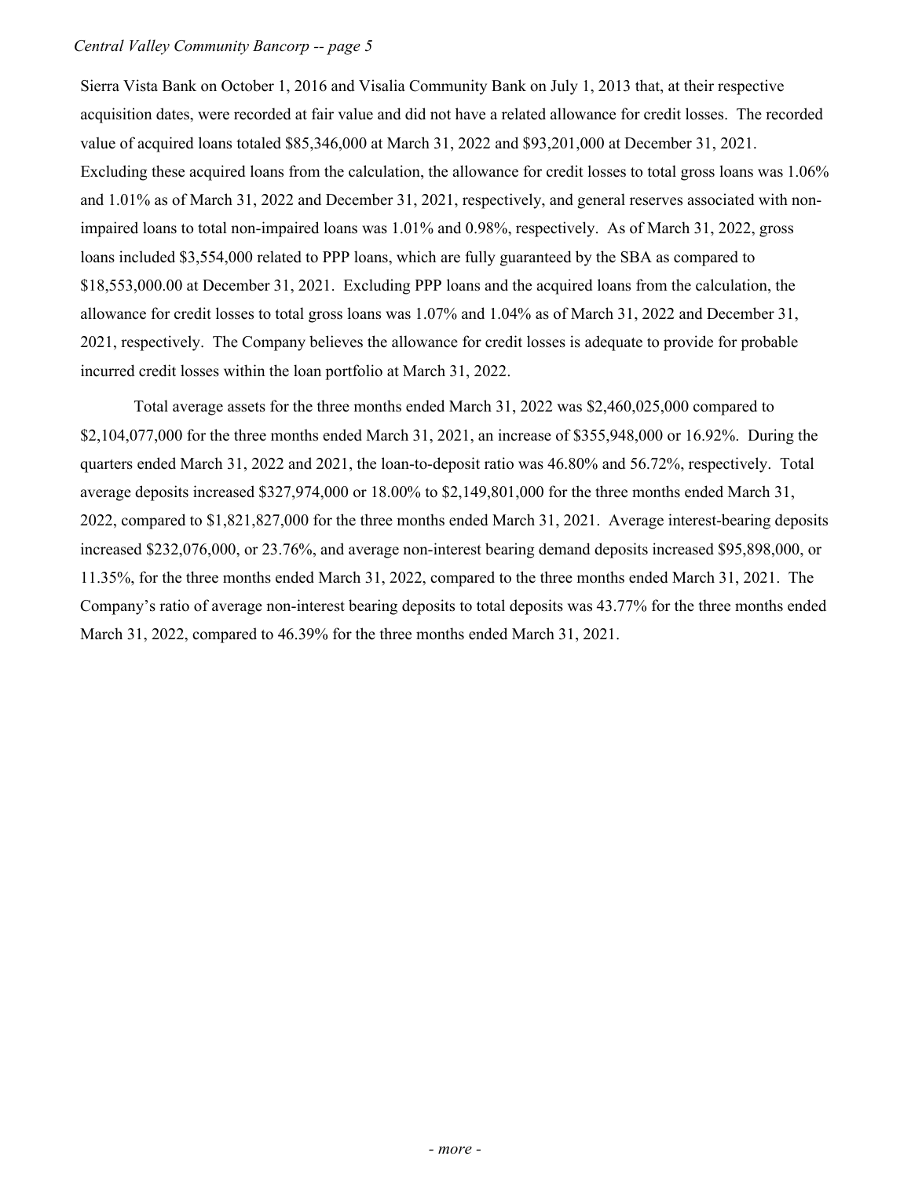Sierra Vista Bank on October 1, 2016 and Visalia Community Bank on July 1, 2013 that, at their respective acquisition dates, were recorded at fair value and did not have a related allowance for credit losses. The recorded value of acquired loans totaled $85,346,000 at March 31, 2022 and $93,201,000 at December 31, 2021. Excluding these acquired loans from the calculation, the allowance for credit losses to total gross loans was 1.06% and 1.01% as of March 31, 2022 and December 31, 2021, respectively, and general reserves associated with non-impaired loans to total non-impaired loans was 1.01% and 0.98%, respectively. As of March 31, 2022, gross loans included $3,554,000 related to PPP loans, which are fully guaranteed by the SBA as compared to $18,553,000.00 at December 31, 2021. Excluding PPP loans and the acquired loans from the calculation, the allowance for credit losses to total gross loans was 1.07% and 1.04% as of March 31, 2022 and December 31, 2021, respectively. The Company believes the allowance for credit losses is adequate to provide for probable incurred credit losses within the loan portfolio at March 31, 2022.

Total average assets for the three months ended March 31, 2022 was $2,460,025,000 compared to $2,104,077,000 for the three months ended March 31, 2021, an increase of $355,948,000 or 16.92%. During the quarters ended March 31, 2022 and 2021, the loan-to-deposit ratio was 46.80% and 56.72%, respectively. Total average deposits increased $327,974,000 or 18.00% to $2,149,801,000 for the three months ended March 31, 2022, compared to $1,821,827,000 for the three months ended March 31, 2021. Average interest-bearing deposits increased $232,076,000, or 23.76%, and average non-interest bearing demand deposits increased $95,898,000, or 11.35%, for the three months ended March 31, 2022, compared to the three months ended March 31, 2021. The Company's ratio of average non-interest bearing deposits to total deposits was 43.77% for the three months ended March 31, 2022, compared to 46.39% for the three months ended March 31, 2021.

*- more -*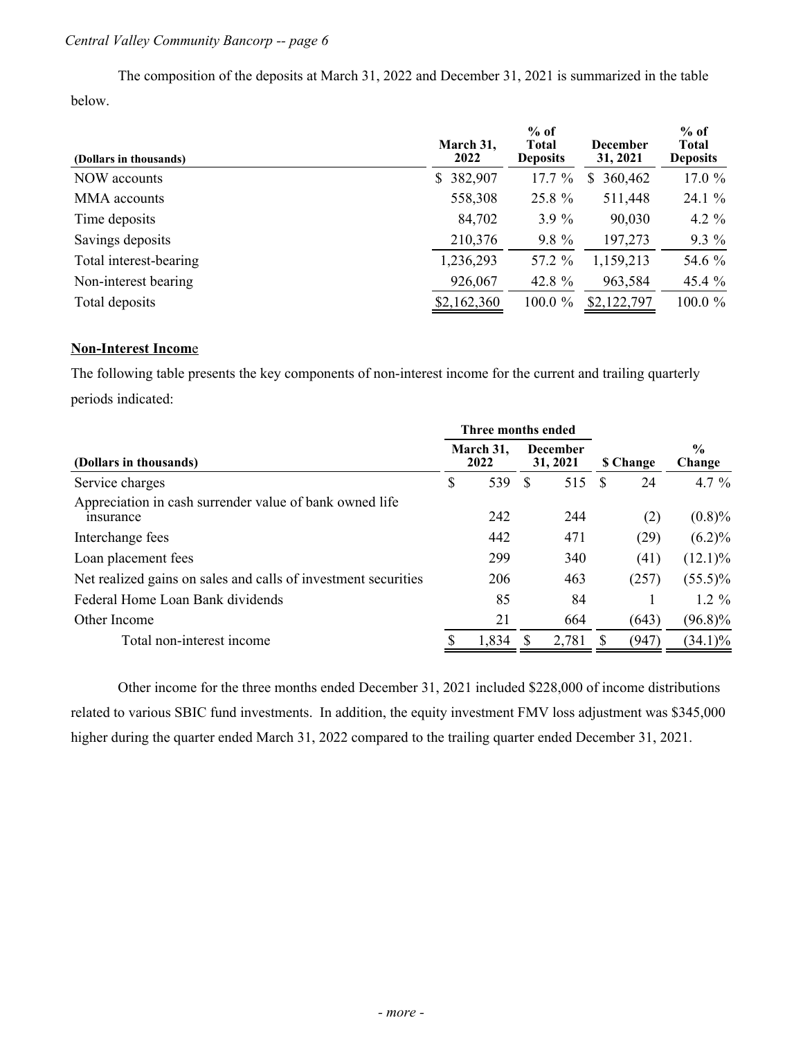The composition of the deposits at March 31, 2022 and December 31, 2021 is summarized in the table below.

| (Dollars in thousands) | March 31, 2022 | % of Total Deposits | December 31, 2021 | % of Total Deposits |
|---|---|---|---|---|
| NOW accounts | $ 382,907 | 17.7 % | $ 360,462 | 17.0 % |
| MMA accounts | 558,308 | 25.8 % | 511,448 | 24.1 % |
| Time deposits | 84,702 | 3.9 % | 90,030 | 4.2 % |
| Savings deposits | 210,376 | 9.8 % | 197,273 | 9.3 % |
| Total interest-bearing | 1,236,293 | 57.2 % | 1,159,213 | 54.6 % |
| Non-interest bearing | 926,067 | 42.8 % | 963,584 | 45.4 % |
| Total deposits | $2,162,360 | 100.0 % | $2,122,797 | 100.0 % |

**Non-Interest Income**

The following table presents the key components of non-interest income for the current and trailing quarterly periods indicated:

| | Three months ended | | | |
|---|---|---|---|---|
| (Dollars in thousands) | March 31, 2022 | December 31, 2021 | $ Change | % Change |
| Service charges | $ 539 | $ 515 | $ 24 | 4.7 % |
| Appreciation in cash surrender value of bank owned life insurance | 242 | 244 | (2) | (0.8)% |
| Interchange fees | 442 | 471 | (29) | (6.2)% |
| Loan placement fees | 299 | 340 | (41) | (12.1)% |
| Net realized gains on sales and calls of investment securities | 206 | 463 | (257) | (55.5)% |
| Federal Home Loan Bank dividends | 85 | 84 | 1 | 1.2 % |
| Other Income | 21 | 664 | (643) | (96.8)% |
| Total non-interest income | $ 1,834 | $ 2,781 | $ (947) | (34.1)% |

Other income for the three months ended December 31, 2021 included $228,000 of income distributions related to various SBIC fund investments. In addition, the equity investment FMV loss adjustment was $345,000 higher during the quarter ended March 31, 2022 compared to the trailing quarter ended December 31, 2021.

- more -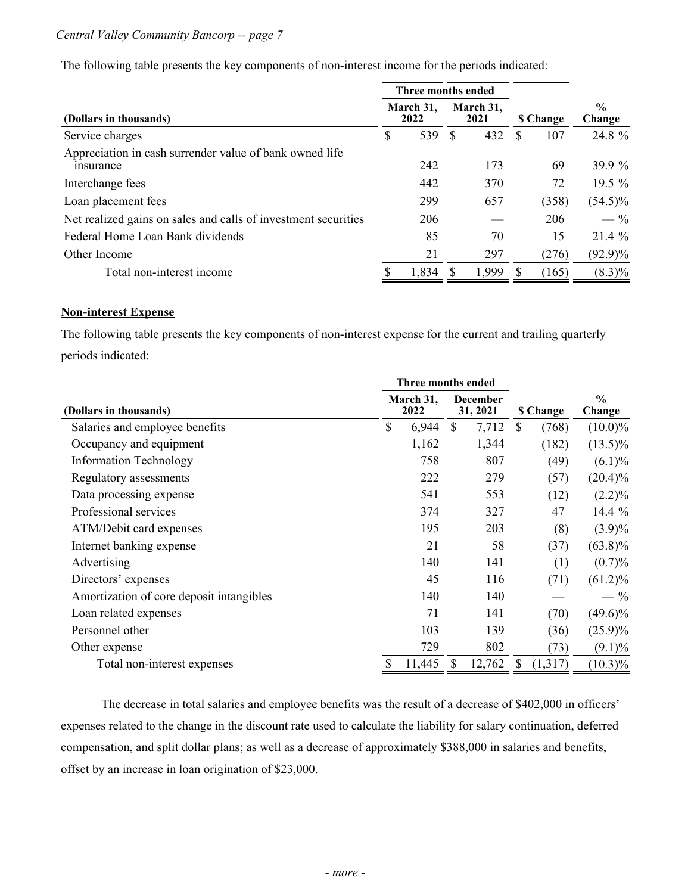The following table presents the key components of non-interest income for the periods indicated:

| (Dollars in thousands) | Three months ended March 31, 2022 | Three months ended March 31, 2021 | $ Change | % Change |
|---|---|---|---|---|
| Service charges | $ 539 | $ 432 | $ 107 | 24.8 % |
| Appreciation in cash surrender value of bank owned life insurance | 242 | 173 | 69 | 39.9 % |
| Interchange fees | 442 | 370 | 72 | 19.5 % |
| Loan placement fees | 299 | 657 | (358) | (54.5)% |
| Net realized gains on sales and calls of investment securities | 206 | — | 206 | — % |
| Federal Home Loan Bank dividends | 85 | 70 | 15 | 21.4 % |
| Other Income | 21 | 297 | (276) | (92.9)% |
| Total non-interest income | $ 1,834 | $ 1,999 | $ (165) | (8.3)% |

**Non-interest Expense**

The following table presents the key components of non-interest expense for the current and trailing quarterly periods indicated:

| (Dollars in thousands) | Three months ended March 31, 2022 | Three months ended December 31, 2021 | $ Change | % Change |
|---|---|---|---|---|
| Salaries and employee benefits | $ 6,944 | $ 7,712 | $ (768) | (10.0)% |
| Occupancy and equipment | 1,162 | 1,344 | (182) | (13.5)% |
| Information Technology | 758 | 807 | (49) | (6.1)% |
| Regulatory assessments | 222 | 279 | (57) | (20.4)% |
| Data processing expense | 541 | 553 | (12) | (2.2)% |
| Professional services | 374 | 327 | 47 | 14.4 % |
| ATM/Debit card expenses | 195 | 203 | (8) | (3.9)% |
| Internet banking expense | 21 | 58 | (37) | (63.8)% |
| Advertising | 140 | 141 | (1) | (0.7)% |
| Directors' expenses | 45 | 116 | (71) | (61.2)% |
| Amortization of core deposit intangibles | 140 | 140 | — | — % |
| Loan related expenses | 71 | 141 | (70) | (49.6)% |
| Personnel other | 103 | 139 | (36) | (25.9)% |
| Other expense | 729 | 802 | (73) | (9.1)% |
| Total non-interest expenses | $ 11,445 | $ 12,762 | $ (1,317) | (10.3)% |

The decrease in total salaries and employee benefits was the result of a decrease of $402,000 in officers' expenses related to the change in the discount rate used to calculate the liability for salary continuation, deferred compensation, and split dollar plans; as well as a decrease of approximately $388,000 in salaries and benefits, offset by an increase in loan origination of $23,000.

- more -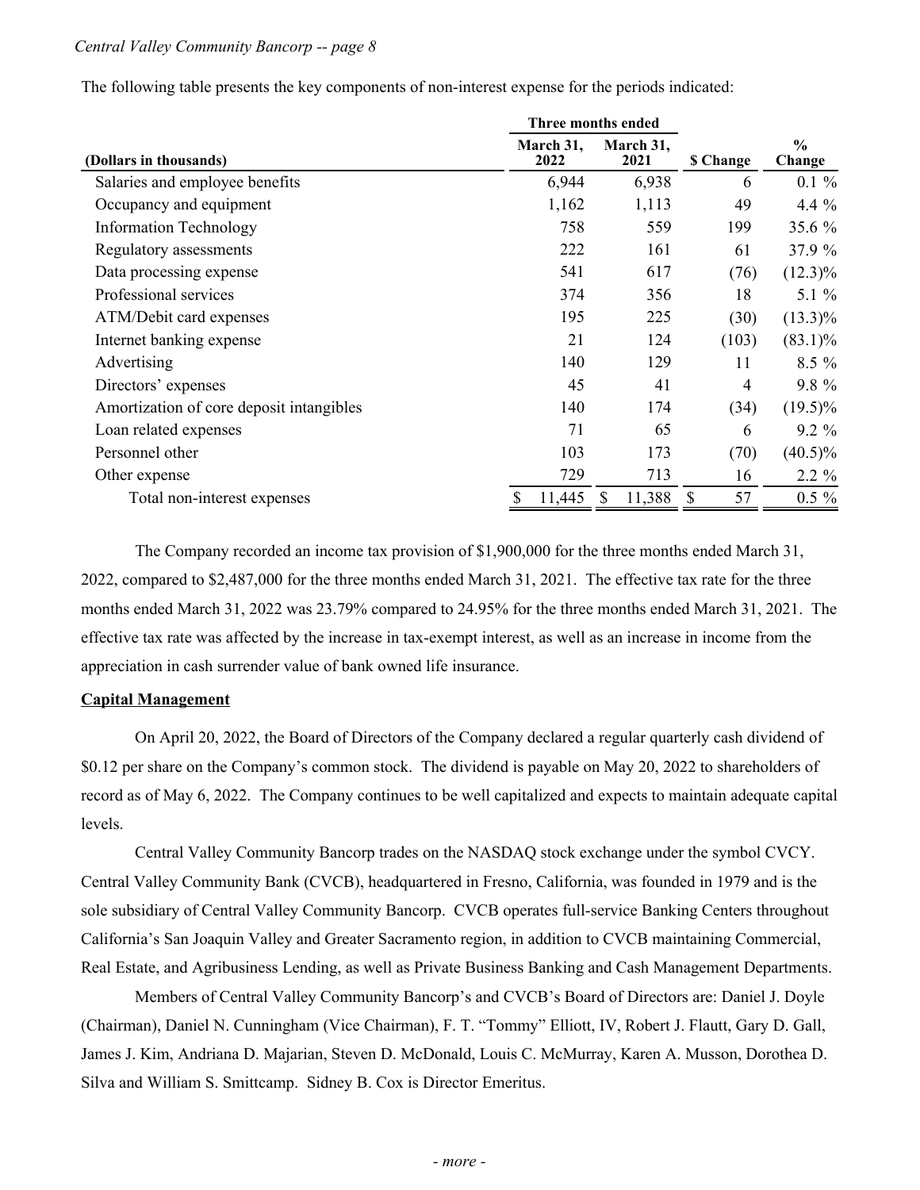The following table presents the key components of non-interest expense for the periods indicated:

| (Dollars in thousands) | Three months ended March 31, 2022 | March 31, 2021 | $ Change | % Change |
|---|---|---|---|---|
| Salaries and employee benefits | 6,944 | 6,938 | 6 | 0.1 % |
| Occupancy and equipment | 1,162 | 1,113 | 49 | 4.4 % |
| Information Technology | 758 | 559 | 199 | 35.6 % |
| Regulatory assessments | 222 | 161 | 61 | 37.9 % |
| Data processing expense | 541 | 617 | (76) | (12.3)% |
| Professional services | 374 | 356 | 18 | 5.1 % |
| ATM/Debit card expenses | 195 | 225 | (30) | (13.3)% |
| Internet banking expense | 21 | 124 | (103) | (83.1)% |
| Advertising | 140 | 129 | 11 | 8.5 % |
| Directors' expenses | 45 | 41 | 4 | 9.8 % |
| Amortization of core deposit intangibles | 140 | 174 | (34) | (19.5)% |
| Loan related expenses | 71 | 65 | 6 | 9.2 % |
| Personnel other | 103 | 173 | (70) | (40.5)% |
| Other expense | 729 | 713 | 16 | 2.2 % |
| Total non-interest expenses | $ 11,445 | $ 11,388 | $ 57 | 0.5 % |

The Company recorded an income tax provision of $1,900,000 for the three months ended March 31, 2022, compared to $2,487,000 for the three months ended March 31, 2021. The effective tax rate for the three months ended March 31, 2022 was 23.79% compared to 24.95% for the three months ended March 31, 2021. The effective tax rate was affected by the increase in tax-exempt interest, as well as an increase in income from the appreciation in cash surrender value of bank owned life insurance.

## Capital Management

On April 20, 2022, the Board of Directors of the Company declared a regular quarterly cash dividend of $0.12 per share on the Company's common stock. The dividend is payable on May 20, 2022 to shareholders of record as of May 6, 2022. The Company continues to be well capitalized and expects to maintain adequate capital levels.

Central Valley Community Bancorp trades on the NASDAQ stock exchange under the symbol CVCY. Central Valley Community Bank (CVCB), headquartered in Fresno, California, was founded in 1979 and is the sole subsidiary of Central Valley Community Bancorp. CVCB operates full-service Banking Centers throughout California's San Joaquin Valley and Greater Sacramento region, in addition to CVCB maintaining Commercial, Real Estate, and Agribusiness Lending, as well as Private Business Banking and Cash Management Departments.

Members of Central Valley Community Bancorp's and CVCB's Board of Directors are: Daniel J. Doyle (Chairman), Daniel N. Cunningham (Vice Chairman), F. T. "Tommy" Elliott, IV, Robert J. Flautt, Gary D. Gall, James J. Kim, Andriana D. Majarian, Steven D. McDonald, Louis C. McMurray, Karen A. Musson, Dorothea D. Silva and William S. Smittcamp. Sidney B. Cox is Director Emeritus.

*- more -*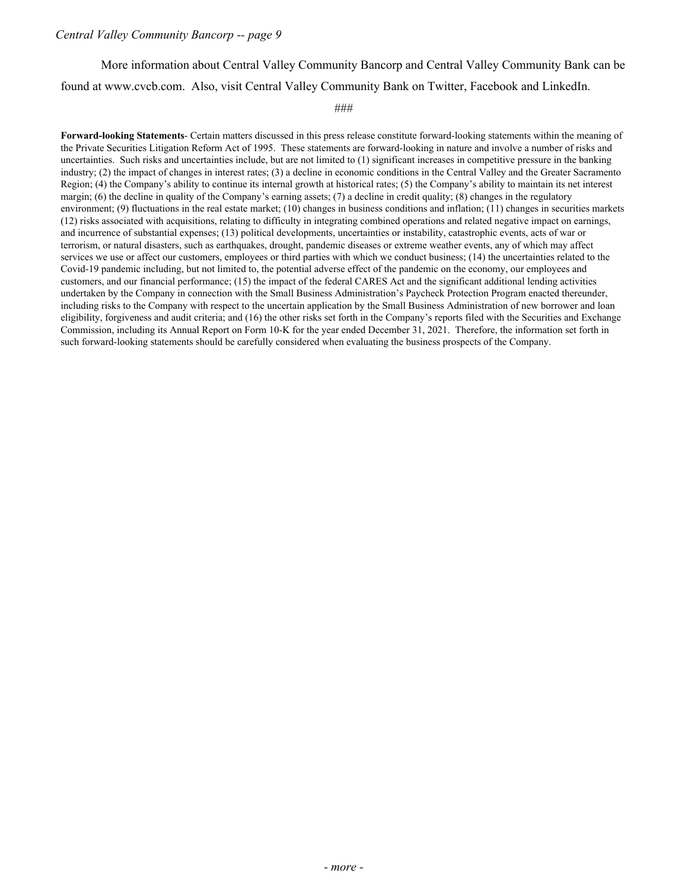More information about Central Valley Community Bancorp and Central Valley Community Bank can be found at www.cvcb.com. Also, visit Central Valley Community Bank on Twitter, Facebook and LinkedIn.

###

**Forward-looking Statements**- Certain matters discussed in this press release constitute forward-looking statements within the meaning of the Private Securities Litigation Reform Act of 1995. These statements are forward-looking in nature and involve a number of risks and uncertainties. Such risks and uncertainties include, but are not limited to (1) significant increases in competitive pressure in the banking industry; (2) the impact of changes in interest rates; (3) a decline in economic conditions in the Central Valley and the Greater Sacramento Region; (4) the Company's ability to continue its internal growth at historical rates; (5) the Company's ability to maintain its net interest margin; (6) the decline in quality of the Company's earning assets; (7) a decline in credit quality; (8) changes in the regulatory environment; (9) fluctuations in the real estate market; (10) changes in business conditions and inflation; (11) changes in securities markets (12) risks associated with acquisitions, relating to difficulty in integrating combined operations and related negative impact on earnings, and incurrence of substantial expenses; (13) political developments, uncertainties or instability, catastrophic events, acts of war or terrorism, or natural disasters, such as earthquakes, drought, pandemic diseases or extreme weather events, any of which may affect services we use or affect our customers, employees or third parties with which we conduct business; (14) the uncertainties related to the Covid-19 pandemic including, but not limited to, the potential adverse effect of the pandemic on the economy, our employees and customers, and our financial performance; (15) the impact of the federal CARES Act and the significant additional lending activities undertaken by the Company in connection with the Small Business Administration's Paycheck Protection Program enacted thereunder, including risks to the Company with respect to the uncertain application by the Small Business Administration of new borrower and loan eligibility, forgiveness and audit criteria; and (16) the other risks set forth in the Company's reports filed with the Securities and Exchange Commission, including its Annual Report on Form 10-K for the year ended December 31, 2021. Therefore, the information set forth in such forward-looking statements should be carefully considered when evaluating the business prospects of the Company.

*- more -*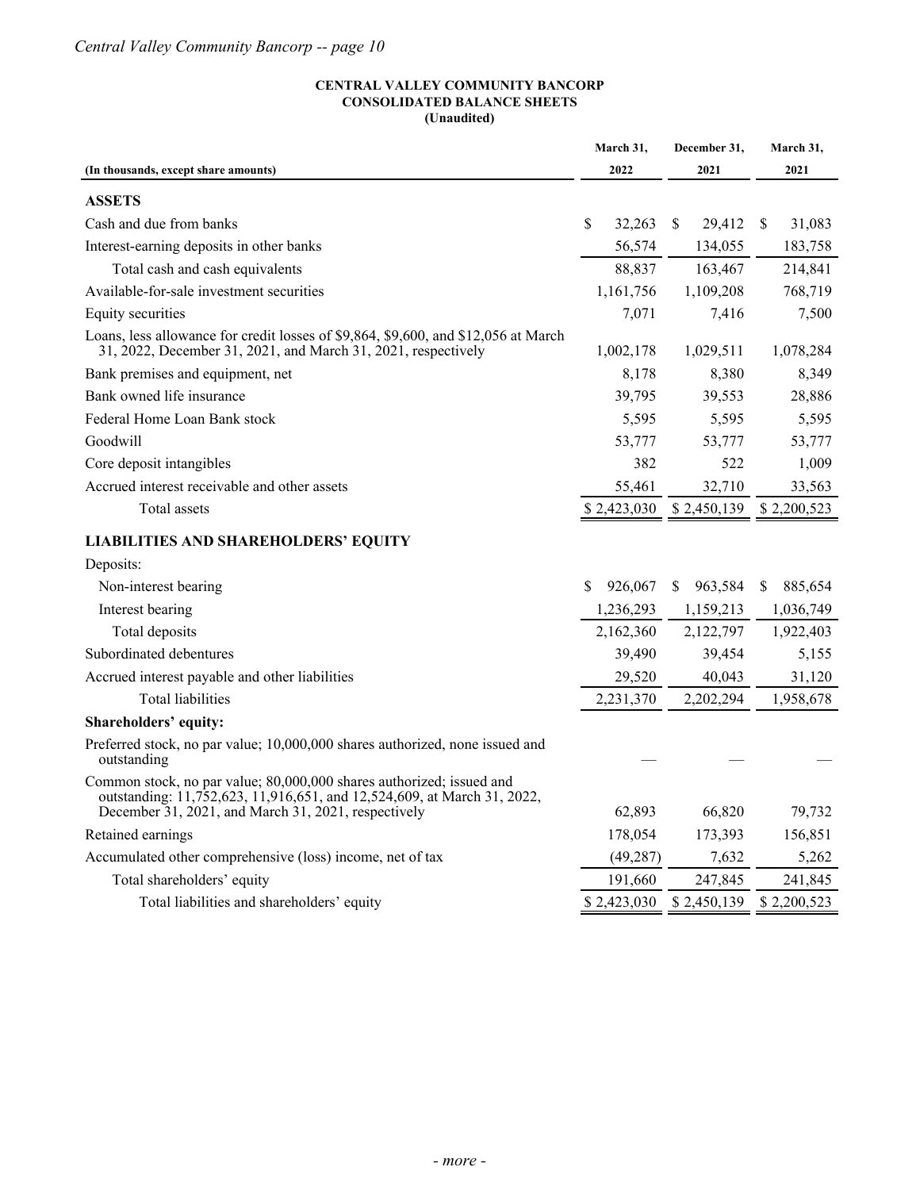**CENTRAL VALLEY COMMUNITY BANCORP**
**CONSOLIDATED BALANCE SHEETS**
**(Unaudited)**

| (In thousands, except share amounts) | March 31, 2022 | December 31, 2021 | March 31, 2021 |
|---|---|---|---|
| **ASSETS** | | | |
| Cash and due from banks | $ 32,263 | $ 29,412 | $ 31,083 |
| Interest-earning deposits in other banks | 56,574 | 134,055 | 183,758 |
| Total cash and cash equivalents | 88,837 | 163,467 | 214,841 |
| Available-for-sale investment securities | 1,161,756 | 1,109,208 | 768,719 |
| Equity securities | 7,071 | 7,416 | 7,500 |
| Loans, less allowance for credit losses of $9,864, $9,600, and $12,056 at March 31, 2022, December 31, 2021, and March 31, 2021, respectively | 1,002,178 | 1,029,511 | 1,078,284 |
| Bank premises and equipment, net | 8,178 | 8,380 | 8,349 |
| Bank owned life insurance | 39,795 | 39,553 | 28,886 |
| Federal Home Loan Bank stock | 5,595 | 5,595 | 5,595 |
| Goodwill | 53,777 | 53,777 | 53,777 |
| Core deposit intangibles | 382 | 522 | 1,009 |
| Accrued interest receivable and other assets | 55,461 | 32,710 | 33,563 |
| Total assets | $ 2,423,030 | $ 2,450,139 | $ 2,200,523 |
| **LIABILITIES AND SHAREHOLDERS' EQUITY** | | | |
| Deposits: | | | |
| Non-interest bearing | $ 926,067 | $ 963,584 | $ 885,654 |
| Interest bearing | 1,236,293 | 1,159,213 | 1,036,749 |
| Total deposits | 2,162,360 | 2,122,797 | 1,922,403 |
| Subordinated debentures | 39,490 | 39,454 | 5,155 |
| Accrued interest payable and other liabilities | 29,520 | 40,043 | 31,120 |
| Total liabilities | 2,231,370 | 2,202,294 | 1,958,678 |
| **Shareholders' equity:** | | | |
| Preferred stock, no par value; 10,000,000 shares authorized, none issued and outstanding | — | — | — |
| Common stock, no par value; 80,000,000 shares authorized; issued and outstanding: 11,752,623, 11,916,651, and 12,524,609, at March 31, 2022, December 31, 2021, and March 31, 2021, respectively | 62,893 | 66,820 | 79,732 |
| Retained earnings | 178,054 | 173,393 | 156,851 |
| Accumulated other comprehensive (loss) income, net of tax | (49,287) | 7,632 | 5,262 |
| Total shareholders' equity | 191,660 | 247,845 | 241,845 |
| Total liabilities and shareholders' equity | $ 2,423,030 | $ 2,450,139 | $ 2,200,523 |

*- more -*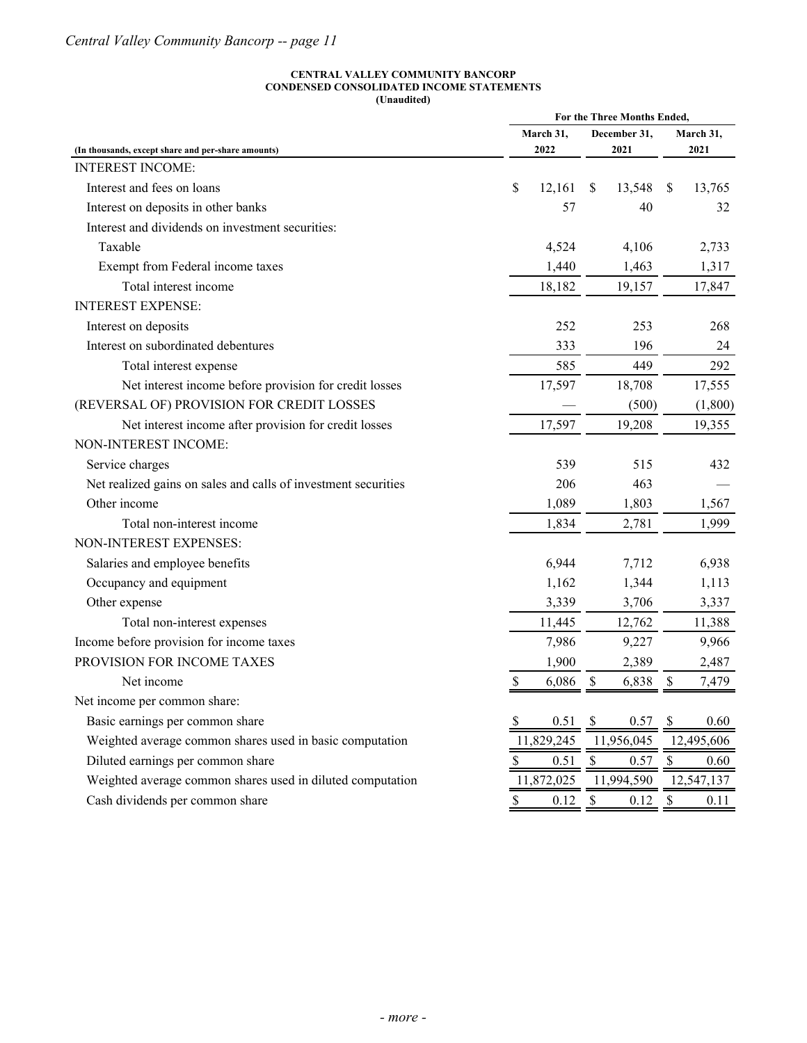**CENTRAL VALLEY COMMUNITY BANCORP**
**CONDENSED CONSOLIDATED INCOME STATEMENTS**
**(Unaudited)**

| (In thousands, except share and per-share amounts) | For the Three Months Ended, March 31, 2022 | December 31, 2021 | March 31, 2021 |
|---|---|---|---|
| INTEREST INCOME: | | | |
| Interest and fees on loans | $ 12,161 | $ 13,548 | $ 13,765 |
| Interest on deposits in other banks | 57 | 40 | 32 |
| Interest and dividends on investment securities: | | | |
| Taxable | 4,524 | 4,106 | 2,733 |
| Exempt from Federal income taxes | 1,440 | 1,463 | 1,317 |
| Total interest income | 18,182 | 19,157 | 17,847 |
| INTEREST EXPENSE: | | | |
| Interest on deposits | 252 | 253 | 268 |
| Interest on subordinated debentures | 333 | 196 | 24 |
| Total interest expense | 585 | 449 | 292 |
| Net interest income before provision for credit losses | 17,597 | 18,708 | 17,555 |
| (REVERSAL OF) PROVISION FOR CREDIT LOSSES | — | (500) | (1,800) |
| Net interest income after provision for credit losses | 17,597 | 19,208 | 19,355 |
| NON-INTEREST INCOME: | | | |
| Service charges | 539 | 515 | 432 |
| Net realized gains on sales and calls of investment securities | 206 | 463 | — |
| Other income | 1,089 | 1,803 | 1,567 |
| Total non-interest income | 1,834 | 2,781 | 1,999 |
| NON-INTEREST EXPENSES: | | | |
| Salaries and employee benefits | 6,944 | 7,712 | 6,938 |
| Occupancy and equipment | 1,162 | 1,344 | 1,113 |
| Other expense | 3,339 | 3,706 | 3,337 |
| Total non-interest expenses | 11,445 | 12,762 | 11,388 |
| Income before provision for income taxes | 7,986 | 9,227 | 9,966 |
| PROVISION FOR INCOME TAXES | 1,900 | 2,389 | 2,487 |
| Net income | $ 6,086 | $ 6,838 | $ 7,479 |
| Net income per common share: | | | |
| Basic earnings per common share | $ 0.51 | $ 0.57 | $ 0.60 |
| Weighted average common shares used in basic computation | 11,829,245 | 11,956,045 | 12,495,606 |
| Diluted earnings per common share | $ 0.51 | $ 0.57 | $ 0.60 |
| Weighted average common shares used in diluted computation | 11,872,025 | 11,994,590 | 12,547,137 |
| Cash dividends per common share | $ 0.12 | $ 0.12 | $ 0.11 |

*- more -*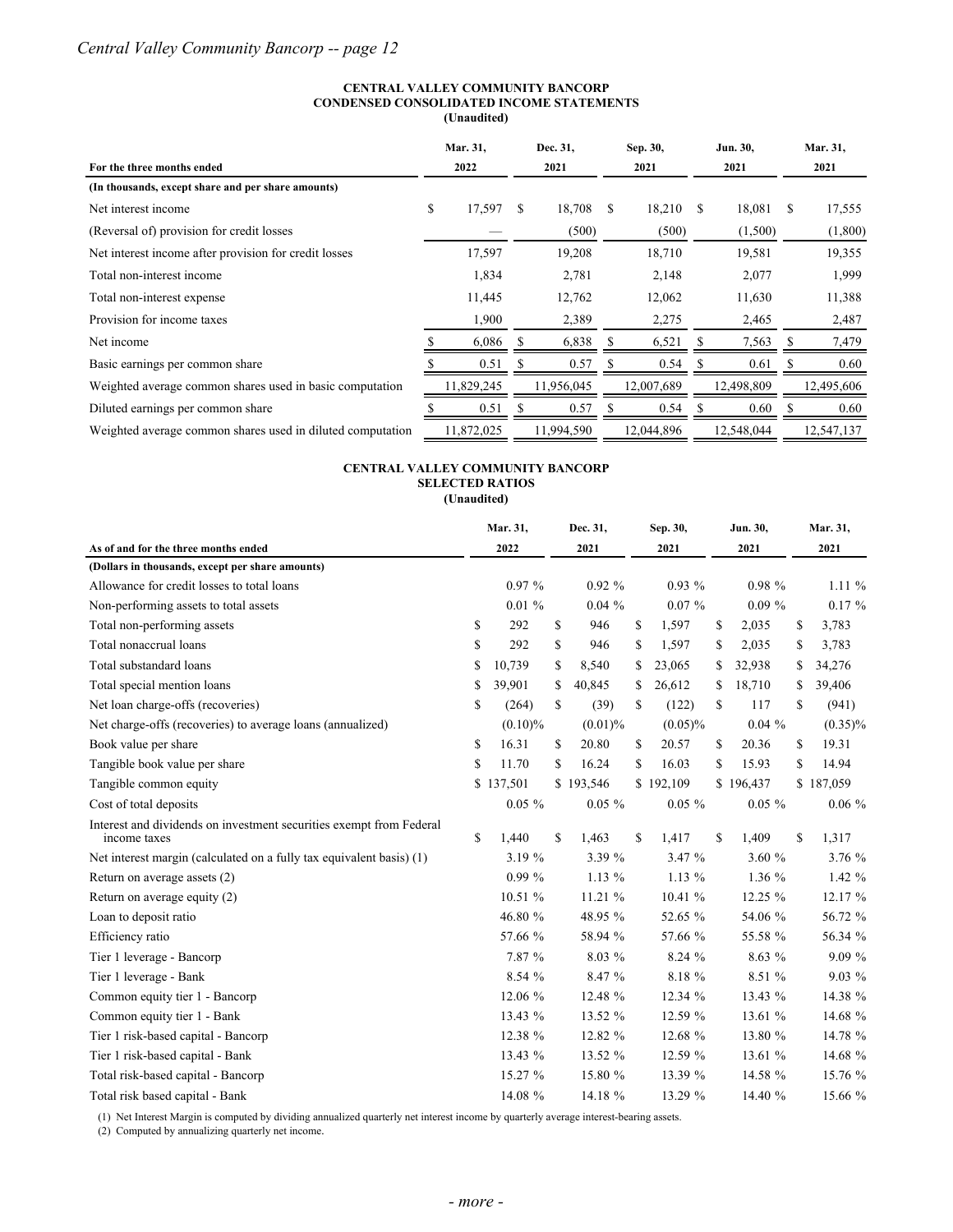**CENTRAL VALLEY COMMUNITY BANCORP**
**CONDENSED CONSOLIDATED INCOME STATEMENTS**
**(Unaudited)**

| For the three months ended | Mar. 31, 2022 | Dec. 31, 2021 | Sep. 30, 2021 | Jun. 30, 2021 | Mar. 31, 2021 |
|---|---|---|---|---|---|
| **(In thousands, except share and per share amounts)** | | | | | |
| Net interest income | $ 17,597 | $ 18,708 | $ 18,210 | $ 18,081 | $ 17,555 |
| (Reversal of) provision for credit losses | — | (500) | (500) | (1,500) | (1,800) |
| Net interest income after provision for credit losses | 17,597 | 19,208 | 18,710 | 19,581 | 19,355 |
| Total non-interest income | 1,834 | 2,781 | 2,148 | 2,077 | 1,999 |
| Total non-interest expense | 11,445 | 12,762 | 12,062 | 11,630 | 11,388 |
| Provision for income taxes | 1,900 | 2,389 | 2,275 | 2,465 | 2,487 |
| Net income | $ 6,086 | $ 6,838 | $ 6,521 | $ 7,563 | $ 7,479 |
| Basic earnings per common share | $ 0.51 | $ 0.57 | $ 0.54 | $ 0.61 | $ 0.60 |
| Weighted average common shares used in basic computation | 11,829,245 | 11,956,045 | 12,007,689 | 12,498,809 | 12,495,606 |
| Diluted earnings per common share | $ 0.51 | $ 0.57 | $ 0.54 | $ 0.60 | $ 0.60 |
| Weighted average common shares used in diluted computation | 11,872,025 | 11,994,590 | 12,044,896 | 12,548,044 | 12,547,137 |

**CENTRAL VALLEY COMMUNITY BANCORP**
**SELECTED RATIOS**
**(Unaudited)**

| As of and for the three months ended | Mar. 31, 2022 | Dec. 31, 2021 | Sep. 30, 2021 | Jun. 30, 2021 | Mar. 31, 2021 |
|---|---|---|---|---|---|
| **(Dollars in thousands, except per share amounts)** | | | | | |
| Allowance for credit losses to total loans | 0.97 % | 0.92 % | 0.93 % | 0.98 % | 1.11 % |
| Non-performing assets to total assets | 0.01 % | 0.04 % | 0.07 % | 0.09 % | 0.17 % |
| Total non-performing assets | $ 292 | $ 946 | $ 1,597 | $ 2,035 | $ 3,783 |
| Total nonaccrual loans | $ 292 | $ 946 | $ 1,597 | $ 2,035 | $ 3,783 |
| Total substandard loans | $ 10,739 | $ 8,540 | $ 23,065 | $ 32,938 | $ 34,276 |
| Total special mention loans | $ 39,901 | $ 40,845 | $ 26,612 | $ 18,710 | $ 39,406 |
| Net loan charge-offs (recoveries) | $ (264) | $ (39) | $ (122) | $ 117 | $ (941) |
| Net charge-offs (recoveries) to average loans (annualized) | (0.10)% | (0.01)% | (0.05)% | 0.04 % | (0.35)% |
| Book value per share | $ 16.31 | $ 20.80 | $ 20.57 | $ 20.36 | $ 19.31 |
| Tangible book value per share | $ 11.70 | $ 16.24 | $ 16.03 | $ 15.93 | $ 14.94 |
| Tangible common equity | $ 137,501 | $ 193,546 | $ 192,109 | $ 196,437 | $ 187,059 |
| Cost of total deposits | 0.05 % | 0.05 % | 0.05 % | 0.05 % | 0.06 % |
| Interest and dividends on investment securities exempt from Federal income taxes | $ 1,440 | $ 1,463 | $ 1,417 | $ 1,409 | $ 1,317 |
| Net interest margin (calculated on a fully tax equivalent basis) (1) | 3.19 % | 3.39 % | 3.47 % | 3.60 % | 3.76 % |
| Return on average assets (2) | 0.99 % | 1.13 % | 1.13 % | 1.36 % | 1.42 % |
| Return on average equity (2) | 10.51 % | 11.21 % | 10.41 % | 12.25 % | 12.17 % |
| Loan to deposit ratio | 46.80 % | 48.95 % | 52.65 % | 54.06 % | 56.72 % |
| Efficiency ratio | 57.66 % | 58.94 % | 57.66 % | 55.58 % | 56.34 % |
| Tier 1 leverage - Bancorp | 7.87 % | 8.03 % | 8.24 % | 8.63 % | 9.09 % |
| Tier 1 leverage - Bank | 8.54 % | 8.47 % | 8.18 % | 8.51 % | 9.03 % |
| Common equity tier 1 - Bancorp | 12.06 % | 12.48 % | 12.34 % | 13.43 % | 14.38 % |
| Common equity tier 1 - Bank | 13.43 % | 13.52 % | 12.59 % | 13.61 % | 14.68 % |
| Tier 1 risk-based capital - Bancorp | 12.38 % | 12.82 % | 12.68 % | 13.80 % | 14.78 % |
| Tier 1 risk-based capital - Bank | 13.43 % | 13.52 % | 12.59 % | 13.61 % | 14.68 % |
| Total risk-based capital - Bancorp | 15.27 % | 15.80 % | 13.39 % | 14.58 % | 15.76 % |
| Total risk based capital - Bank | 14.08 % | 14.18 % | 13.29 % | 14.40 % | 15.66 % |

(1) Net Interest Margin is computed by dividing annualized quarterly net interest income by quarterly average interest-bearing assets.
(2) Computed by annualizing quarterly net income.

*- more -*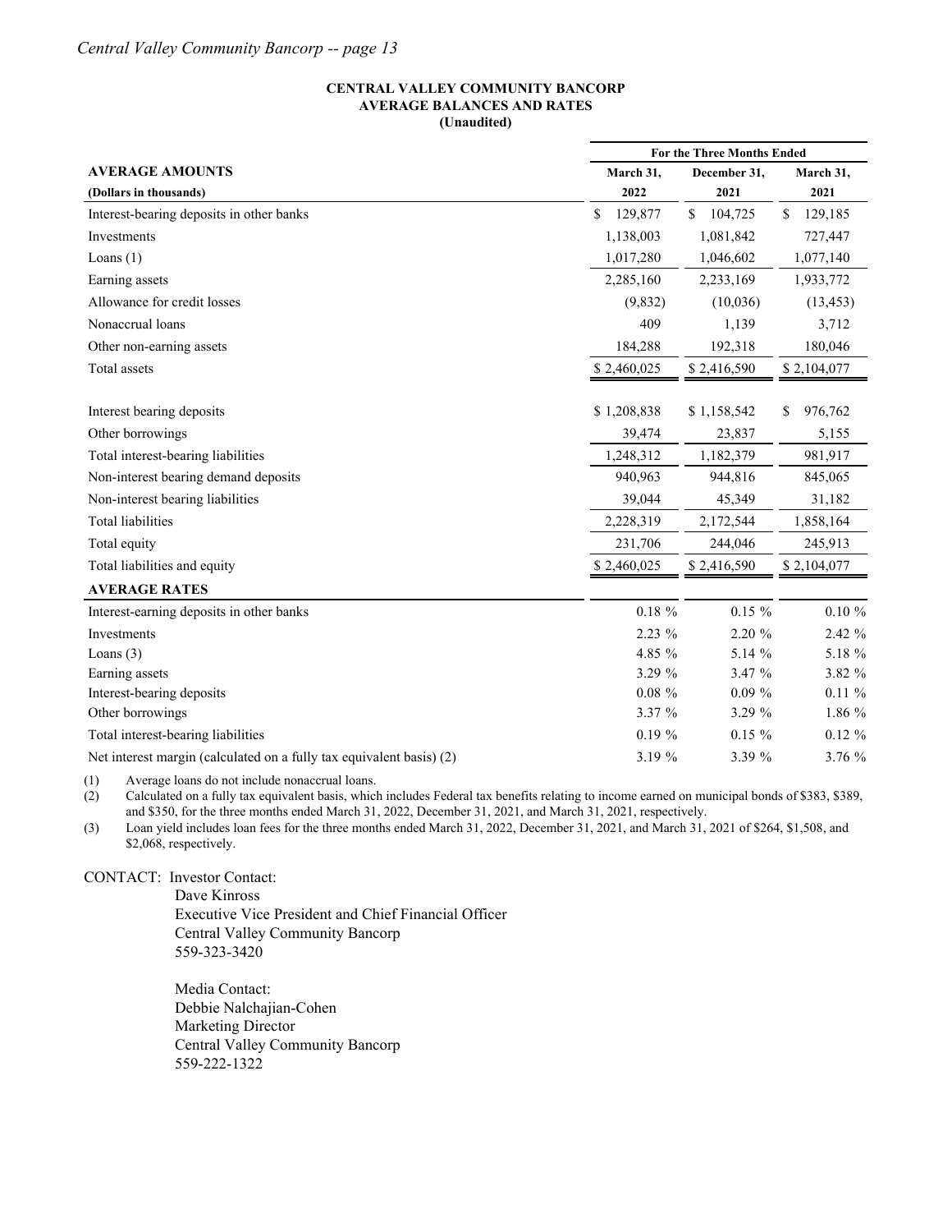**CENTRAL VALLEY COMMUNITY BANCORP**
**AVERAGE BALANCES AND RATES**
**(Unaudited)**

| | For the Three Months Ended | | |
|---|---|---|---|
| **AVERAGE AMOUNTS** | **March 31,** | **December 31,** | **March 31,** |
| **(Dollars in thousands)** | **2022** | **2021** | **2021** |
| Interest-bearing deposits in other banks | $ 129,877 | $ 104,725 | $ 129,185 |
| Investments | 1,138,003 | 1,081,842 | 727,447 |
| Loans (1) | 1,017,280 | 1,046,602 | 1,077,140 |
| Earning assets | 2,285,160 | 2,233,169 | 1,933,772 |
| Allowance for credit losses | (9,832) | (10,036) | (13,453) |
| Nonaccrual loans | 409 | 1,139 | 3,712 |
| Other non-earning assets | 184,288 | 192,318 | 180,046 |
| Total assets | $ 2,460,025 | $ 2,416,590 | $ 2,104,077 |
| | | | |
| Interest bearing deposits | $ 1,208,838 | $ 1,158,542 | $ 976,762 |
| Other borrowings | 39,474 | 23,837 | 5,155 |
| Total interest-bearing liabilities | 1,248,312 | 1,182,379 | 981,917 |
| Non-interest bearing demand deposits | 940,963 | 944,816 | 845,065 |
| Non-interest bearing liabilities | 39,044 | 45,349 | 31,182 |
| Total liabilities | 2,228,319 | 2,172,544 | 1,858,164 |
| Total equity | 231,706 | 244,046 | 245,913 |
| Total liabilities and equity | $ 2,460,025 | $ 2,416,590 | $ 2,104,077 |
| **AVERAGE RATES** | | | |
| Interest-earning deposits in other banks | 0.18 % | 0.15 % | 0.10 % |
| Investments | 2.23 % | 2.20 % | 2.42 % |
| Loans (3) | 4.85 % | 5.14 % | 5.18 % |
| Earning assets | 3.29 % | 3.47 % | 3.82 % |
| Interest-bearing deposits | 0.08 % | 0.09 % | 0.11 % |
| Other borrowings | 3.37 % | 3.29 % | 1.86 % |
| Total interest-bearing liabilities | 0.19 % | 0.15 % | 0.12 % |
| Net interest margin (calculated on a fully tax equivalent basis) (2) | 3.19 % | 3.39 % | 3.76 % |

(1) Average loans do not include nonaccrual loans.

(2) Calculated on a fully tax equivalent basis, which includes Federal tax benefits relating to income earned on municipal bonds of $383, $389, and $350, for the three months ended March 31, 2022, December 31, 2021, and March 31, 2021, respectively.

(3) Loan yield includes loan fees for the three months ended March 31, 2022, December 31, 2021, and March 31, 2021 of $264, $1,508, and $2,068, respectively.

CONTACT: Investor Contact:

Dave Kinross
Executive Vice President and Chief Financial Officer
Central Valley Community Bancorp
559-323-3420

Media Contact:
Debbie Nalchajian-Cohen
Marketing Director
Central Valley Community Bancorp
559-222-1322